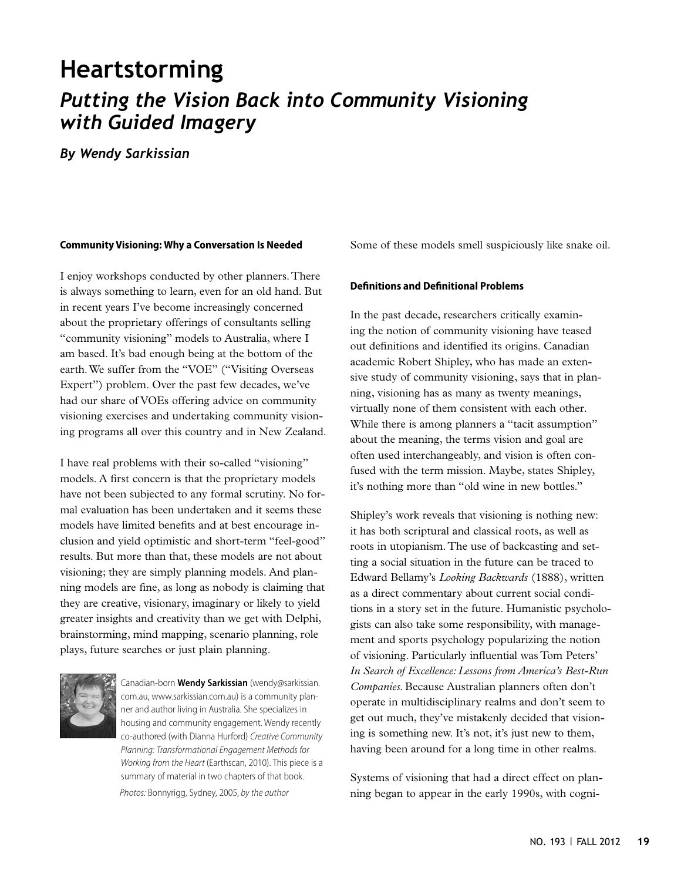# Heartstorming

## *Putting the Vision Back into Community Visioning with Guided Imagery*

***By Wendy Sarkissian***

### Community Visioning: Why a Conversation Is Needed

I enjoy workshops conducted by other planners. There is always something to learn, even for an old hand. But in recent years I've become increasingly concerned about the proprietary offerings of consultants selling "community visioning" models to Australia, where I am based. It's bad enough being at the bottom of the earth. We suffer from the "VOE" ("Visiting Overseas Expert") problem. Over the past few decades, we've had our share of VOEs offering advice on community visioning exercises and undertaking community visioning programs all over this country and in New Zealand.

I have real problems with their so-called "visioning" models. A first concern is that the proprietary models have not been subjected to any formal scrutiny. No formal evaluation has been undertaken and it seems these models have limited benefits and at best encourage inclusion and yield optimistic and short-term "feel-good" results. But more than that, these models are not about visioning; they are simply planning models. And planning models are fine, as long as nobody is claiming that they are creative, visionary, imaginary or likely to yield greater insights and creativity than we get with Delphi, brainstorming, mind mapping, scenario planning, role plays, future searches or just plain planning.

Canadian-born **Wendy Sarkissian** (wendy@sarkissian.com.au, www.sarkissian.com.au) is a community planner and author living in Australia. She specializes in housing and community engagement. Wendy recently co-authored (with Dianna Hurford) *Creative Community Planning: Transformational Engagement Methods for Working from the Heart* (Earthscan, 2010). This piece is a summary of material in two chapters of that book.

*Photos:* Bonnyrigg, Sydney, 2005, *by the author*

Some of these models smell suspiciously like snake oil.

### Definitions and Definitional Problems

In the past decade, researchers critically examining the notion of community visioning have teased out definitions and identified its origins. Canadian academic Robert Shipley, who has made an extensive study of community visioning, says that in planning, visioning has as many as twenty meanings, virtually none of them consistent with each other. While there is among planners a "tacit assumption" about the meaning, the terms vision and goal are often used interchangeably, and vision is often confused with the term mission. Maybe, states Shipley, it's nothing more than "old wine in new bottles."

Shipley's work reveals that visioning is nothing new: it has both scriptural and classical roots, as well as roots in utopianism. The use of backcasting and setting a social situation in the future can be traced to Edward Bellamy's *Looking Backwards* (1888), written as a direct commentary about current social conditions in a story set in the future. Humanistic psychologists can also take some responsibility, with management and sports psychology popularizing the notion of visioning. Particularly influential was Tom Peters' *In Search of Excellence: Lessons from America's Best-Run Companies*. Because Australian planners often don't operate in multidisciplinary realms and don't seem to get out much, they've mistakenly decided that visioning is something new. It's not, it's just new to them, having been around for a long time in other realms.

Systems of visioning that had a direct effect on planning began to appear in the early 1990s, with cogni-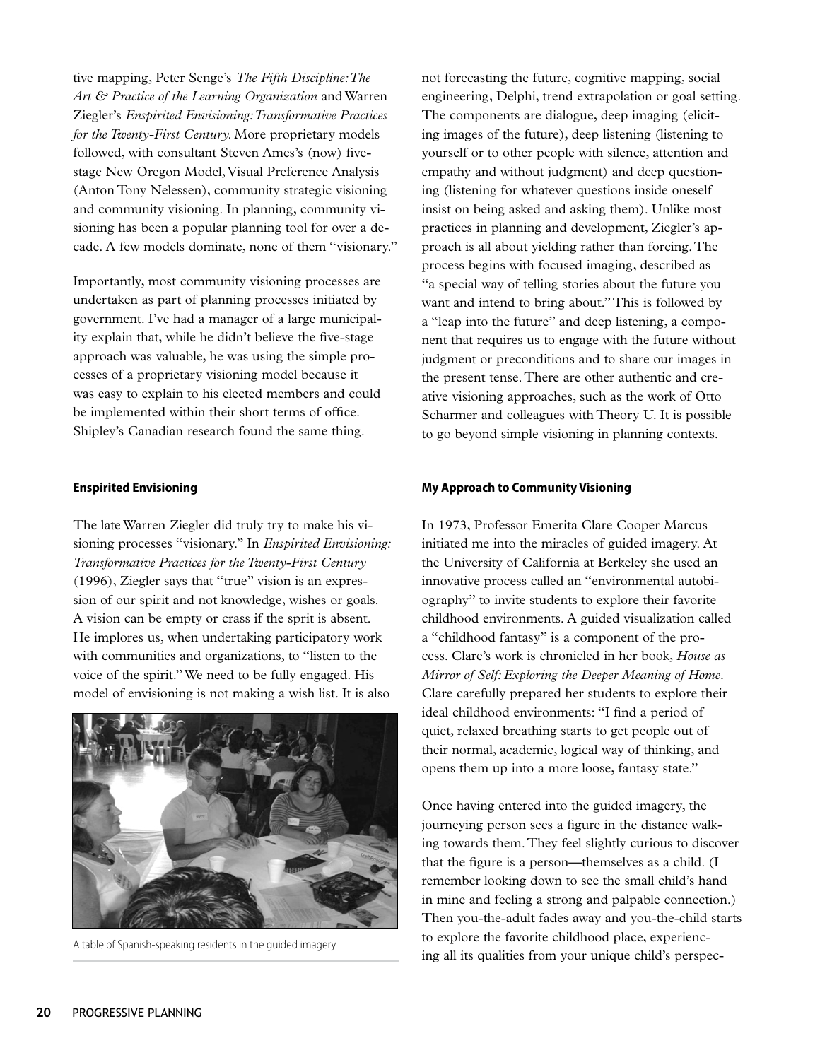tive mapping, Peter Senge's *The Fifth Discipline: The Art & Practice of the Learning Organization* and Warren Ziegler's *Enspirited Envisioning: Transformative Practices for the Twenty-First Century.* More proprietary models followed, with consultant Steven Ames's (now) five-stage New Oregon Model, Visual Preference Analysis (Anton Tony Nelessen), community strategic visioning and community visioning. In planning, community visioning has been a popular planning tool for over a decade. A few models dominate, none of them "visionary."

Importantly, most community visioning processes are undertaken as part of planning processes initiated by government. I've had a manager of a large municipality explain that, while he didn't believe the five-stage approach was valuable, he was using the simple processes of a proprietary visioning model because it was easy to explain to his elected members and could be implemented within their short terms of office. Shipley's Canadian research found the same thing.

### Enspirited Envisioning

The late Warren Ziegler did truly try to make his visioning processes "visionary." In *Enspirited Envisioning: Transformative Practices for the Twenty-First Century* (1996), Ziegler says that "true" vision is an expression of our spirit and not knowledge, wishes or goals. A vision can be empty or crass if the sprit is absent. He implores us, when undertaking participatory work with communities and organizations, to "listen to the voice of the spirit." We need to be fully engaged. His model of envisioning is not making a wish list. It is also not forecasting the future, cognitive mapping, social engineering, Delphi, trend extrapolation or goal setting. The components are dialogue, deep imaging (eliciting images of the future), deep listening (listening to yourself or to other people with silence, attention and empathy and without judgment) and deep questioning (listening for whatever questions inside oneself insist on being asked and asking them). Unlike most practices in planning and development, Ziegler's approach is all about yielding rather than forcing. The process begins with focused imaging, described as "a special way of telling stories about the future you want and intend to bring about." This is followed by a "leap into the future" and deep listening, a component that requires us to engage with the future without judgment or preconditions and to share our images in the present tense. There are other authentic and creative visioning approaches, such as the work of Otto Scharmer and colleagues with Theory U. It is possible to go beyond simple visioning in planning contexts.

A table of Spanish-speaking residents in the guided imagery

### My Approach to Community Visioning

In 1973, Professor Emerita Clare Cooper Marcus initiated me into the miracles of guided imagery. At the University of California at Berkeley she used an innovative process called an "environmental autobiography" to invite students to explore their favorite childhood environments. A guided visualization called a "childhood fantasy" is a component of the process. Clare's work is chronicled in her book, *House as Mirror of Self: Exploring the Deeper Meaning of Home*. Clare carefully prepared her students to explore their ideal childhood environments: "I find a period of quiet, relaxed breathing starts to get people out of their normal, academic, logical way of thinking, and opens them up into a more loose, fantasy state."

Once having entered into the guided imagery, the journeying person sees a figure in the distance walking towards them. They feel slightly curious to discover that the figure is a person—themselves as a child. (I remember looking down to see the small child's hand in mine and feeling a strong and palpable connection.) Then you-the-adult fades away and you-the-child starts to explore the favorite childhood place, experiencing all its qualities from your unique child's perspec-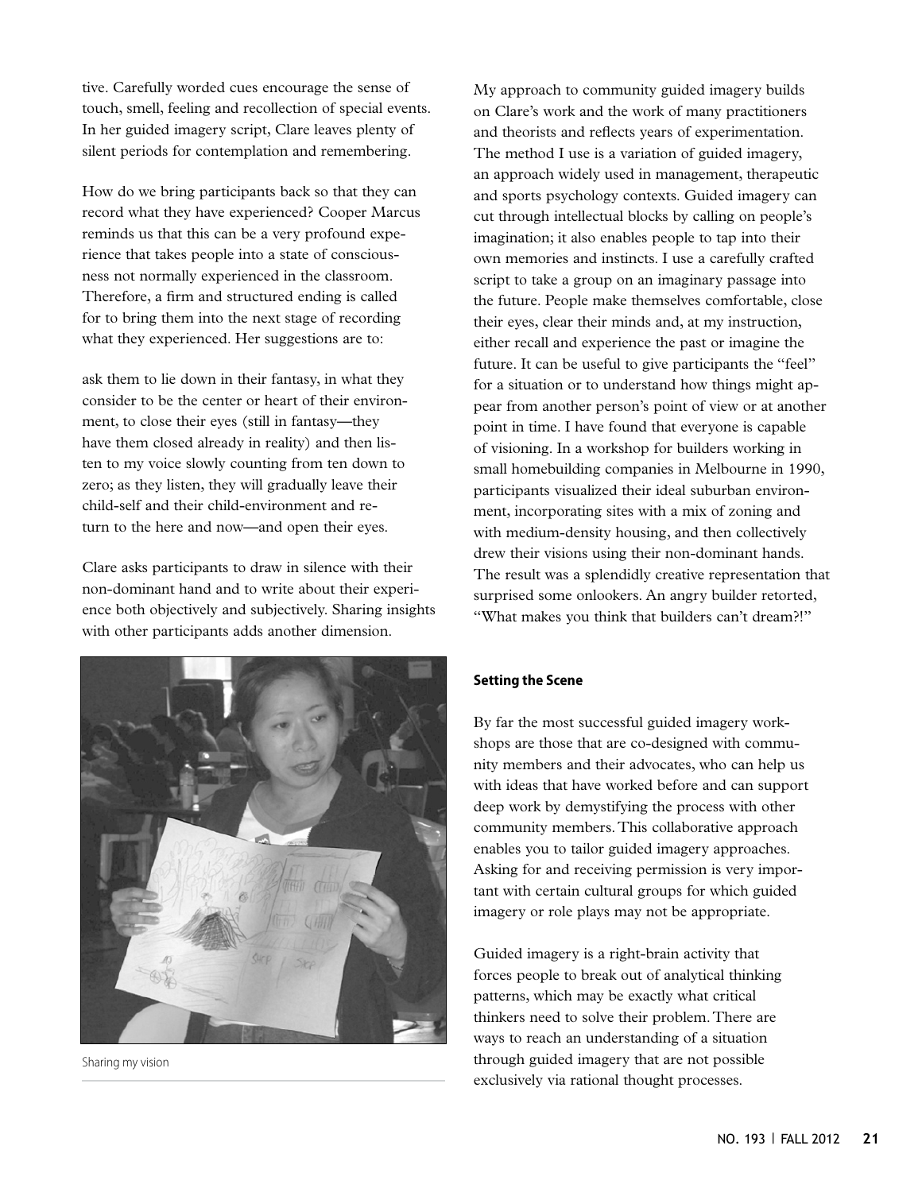tive. Carefully worded cues encourage the sense of touch, smell, feeling and recollection of special events. In her guided imagery script, Clare leaves plenty of silent periods for contemplation and remembering.

How do we bring participants back so that they can record what they have experienced? Cooper Marcus reminds us that this can be a very profound experience that takes people into a state of consciousness not normally experienced in the classroom. Therefore, a firm and structured ending is called for to bring them into the next stage of recording what they experienced. Her suggestions are to:

> ask them to lie down in their fantasy, in what they consider to be the center or heart of their environment, to close their eyes (still in fantasy—they have them closed already in reality) and then listen to my voice slowly counting from ten down to zero; as they listen, they will gradually leave their child-self and their child-environment and return to the here and now—and open their eyes.

Clare asks participants to draw in silence with their non-dominant hand and to write about their experience both objectively and subjectively. Sharing insights with other participants adds another dimension.

Sharing my vision

My approach to community guided imagery builds on Clare's work and the work of many practitioners and theorists and reflects years of experimentation. The method I use is a variation of guided imagery, an approach widely used in management, therapeutic and sports psychology contexts. Guided imagery can cut through intellectual blocks by calling on people's imagination; it also enables people to tap into their own memories and instincts. I use a carefully crafted script to take a group on an imaginary passage into the future. People make themselves comfortable, close their eyes, clear their minds and, at my instruction, either recall and experience the past or imagine the future. It can be useful to give participants the "feel" for a situation or to understand how things might appear from another person's point of view or at another point in time. I have found that everyone is capable of visioning. In a workshop for builders working in small homebuilding companies in Melbourne in 1990, participants visualized their ideal suburban environment, incorporating sites with a mix of zoning and with medium-density housing, and then collectively drew their visions using their non-dominant hands. The result was a splendidly creative representation that surprised some onlookers. An angry builder retorted, "What makes you think that builders can't dream?!"

### Setting the Scene

By far the most successful guided imagery workshops are those that are co-designed with community members and their advocates, who can help us with ideas that have worked before and can support deep work by demystifying the process with other community members. This collaborative approach enables you to tailor guided imagery approaches. Asking for and receiving permission is very important with certain cultural groups for which guided imagery or role plays may not be appropriate.

Guided imagery is a right-brain activity that forces people to break out of analytical thinking patterns, which may be exactly what critical thinkers need to solve their problem. There are ways to reach an understanding of a situation through guided imagery that are not possible exclusively via rational thought processes.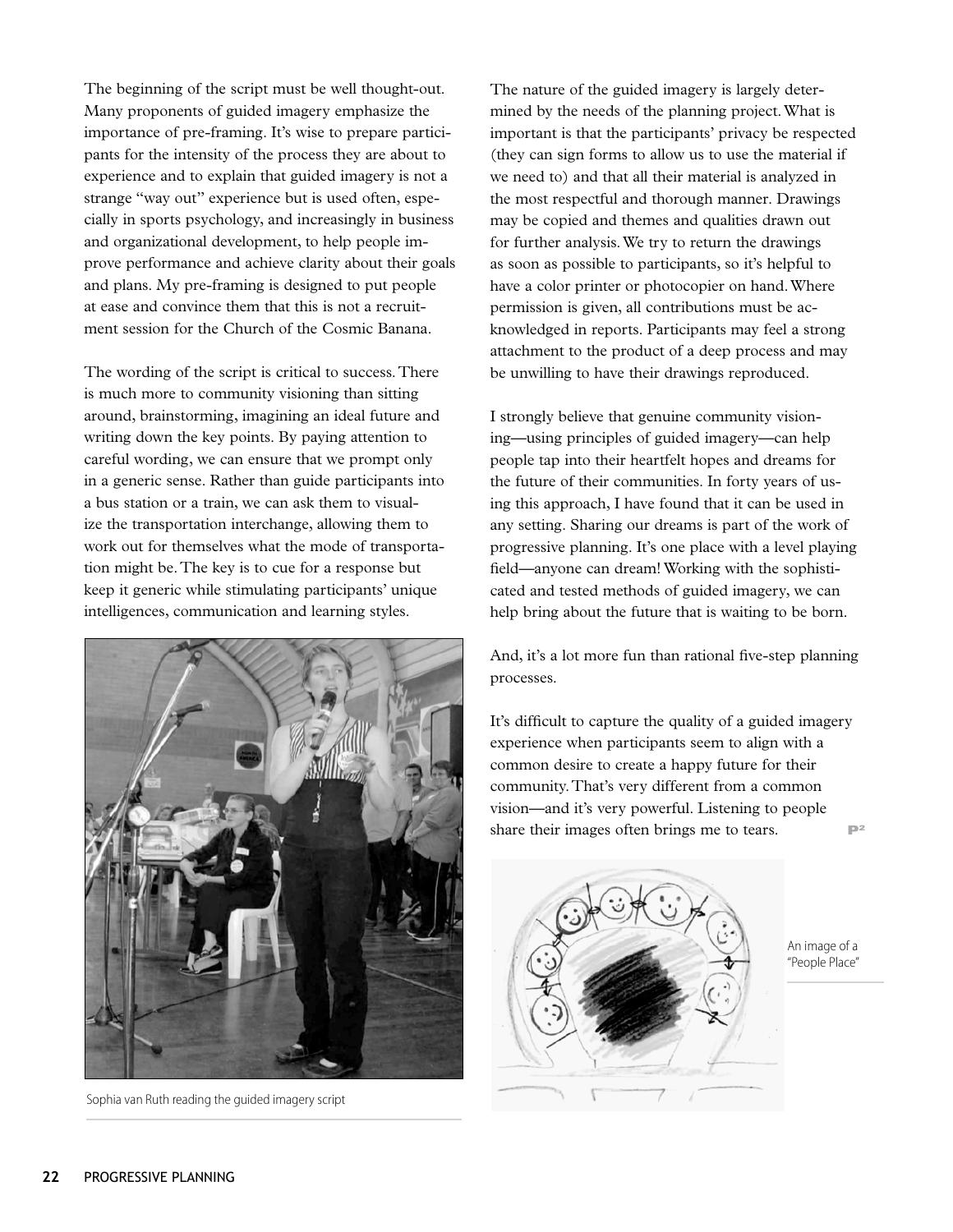The beginning of the script must be well thought-out. Many proponents of guided imagery emphasize the importance of pre-framing. It's wise to prepare participants for the intensity of the process they are about to experience and to explain that guided imagery is not a strange "way out" experience but is used often, especially in sports psychology, and increasingly in business and organizational development, to help people improve performance and achieve clarity about their goals and plans. My pre-framing is designed to put people at ease and convince them that this is not a recruitment session for the Church of the Cosmic Banana.

The wording of the script is critical to success. There is much more to community visioning than sitting around, brainstorming, imagining an ideal future and writing down the key points. By paying attention to careful wording, we can ensure that we prompt only in a generic sense. Rather than guide participants into a bus station or a train, we can ask them to visualize the transportation interchange, allowing them to work out for themselves what the mode of transportation might be. The key is to cue for a response but keep it generic while stimulating participants' unique intelligences, communication and learning styles.

Sophia van Ruth reading the guided imagery script

The nature of the guided imagery is largely determined by the needs of the planning project. What is important is that the participants' privacy be respected (they can sign forms to allow us to use the material if we need to) and that all their material is analyzed in the most respectful and thorough manner. Drawings may be copied and themes and qualities drawn out for further analysis. We try to return the drawings as soon as possible to participants, so it's helpful to have a color printer or photocopier on hand. Where permission is given, all contributions must be acknowledged in reports. Participants may feel a strong attachment to the product of a deep process and may be unwilling to have their drawings reproduced.

I strongly believe that genuine community visioning—using principles of guided imagery—can help people tap into their heartfelt hopes and dreams for the future of their communities. In forty years of using this approach, I have found that it can be used in any setting. Sharing our dreams is part of the work of progressive planning. It's one place with a level playing field—anyone can dream! Working with the sophisticated and tested methods of guided imagery, we can help bring about the future that is waiting to be born.

And, it's a lot more fun than rational five-step planning processes.

It's difficult to capture the quality of a guided imagery experience when participants seem to align with a common desire to create a happy future for their community. That's very different from a common vision—and it's very powerful. Listening to people share their images often brings me to tears. P²

An image of a "People Place"